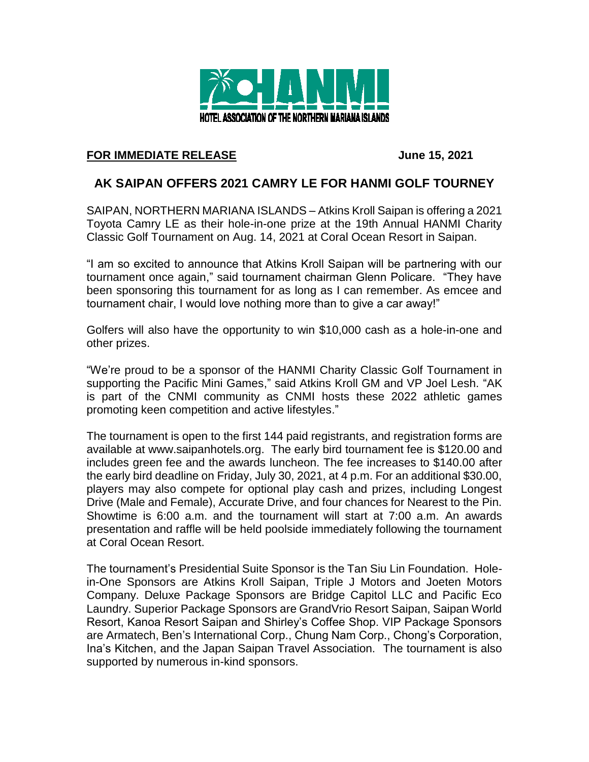HANMI
HOTEL ASSOCIATION OF THE NORTHERN MARIANA ISLANDS

**FOR IMMEDIATE RELEASE** **June 15, 2021**

## AK SAIPAN OFFERS 2021 CAMRY LE FOR HANMI GOLF TOURNEY

SAIPAN, NORTHERN MARIANA ISLANDS – Atkins Kroll Saipan is offering a 2021 Toyota Camry LE as their hole-in-one prize at the 19th Annual HANMI Charity Classic Golf Tournament on Aug. 14, 2021 at Coral Ocean Resort in Saipan.

"I am so excited to announce that Atkins Kroll Saipan will be partnering with our tournament once again," said tournament chairman Glenn Policare. "They have been sponsoring this tournament for as long as I can remember. As emcee and tournament chair, I would love nothing more than to give a car away!"

Golfers will also have the opportunity to win $10,000 cash as a hole-in-one and other prizes.

"We're proud to be a sponsor of the HANMI Charity Classic Golf Tournament in supporting the Pacific Mini Games," said Atkins Kroll GM and VP Joel Lesh. "AK is part of the CNMI community as CNMI hosts these 2022 athletic games promoting keen competition and active lifestyles."

The tournament is open to the first 144 paid registrants, and registration forms are available at www.saipanhotels.org. The early bird tournament fee is $120.00 and includes green fee and the awards luncheon. The fee increases to $140.00 after the early bird deadline on Friday, July 30, 2021, at 4 p.m. For an additional $30.00, players may also compete for optional play cash and prizes, including Longest Drive (Male and Female), Accurate Drive, and four chances for Nearest to the Pin. Showtime is 6:00 a.m. and the tournament will start at 7:00 a.m. An awards presentation and raffle will be held poolside immediately following the tournament at Coral Ocean Resort.

The tournament's Presidential Suite Sponsor is the Tan Siu Lin Foundation. Hole-in-One Sponsors are Atkins Kroll Saipan, Triple J Motors and Joeten Motors Company. Deluxe Package Sponsors are Bridge Capitol LLC and Pacific Eco Laundry. Superior Package Sponsors are GrandVrio Resort Saipan, Saipan World Resort, Kanoa Resort Saipan and Shirley's Coffee Shop. VIP Package Sponsors are Armatech, Ben's International Corp., Chung Nam Corp., Chong's Corporation, Ina's Kitchen, and the Japan Saipan Travel Association. The tournament is also supported by numerous in-kind sponsors.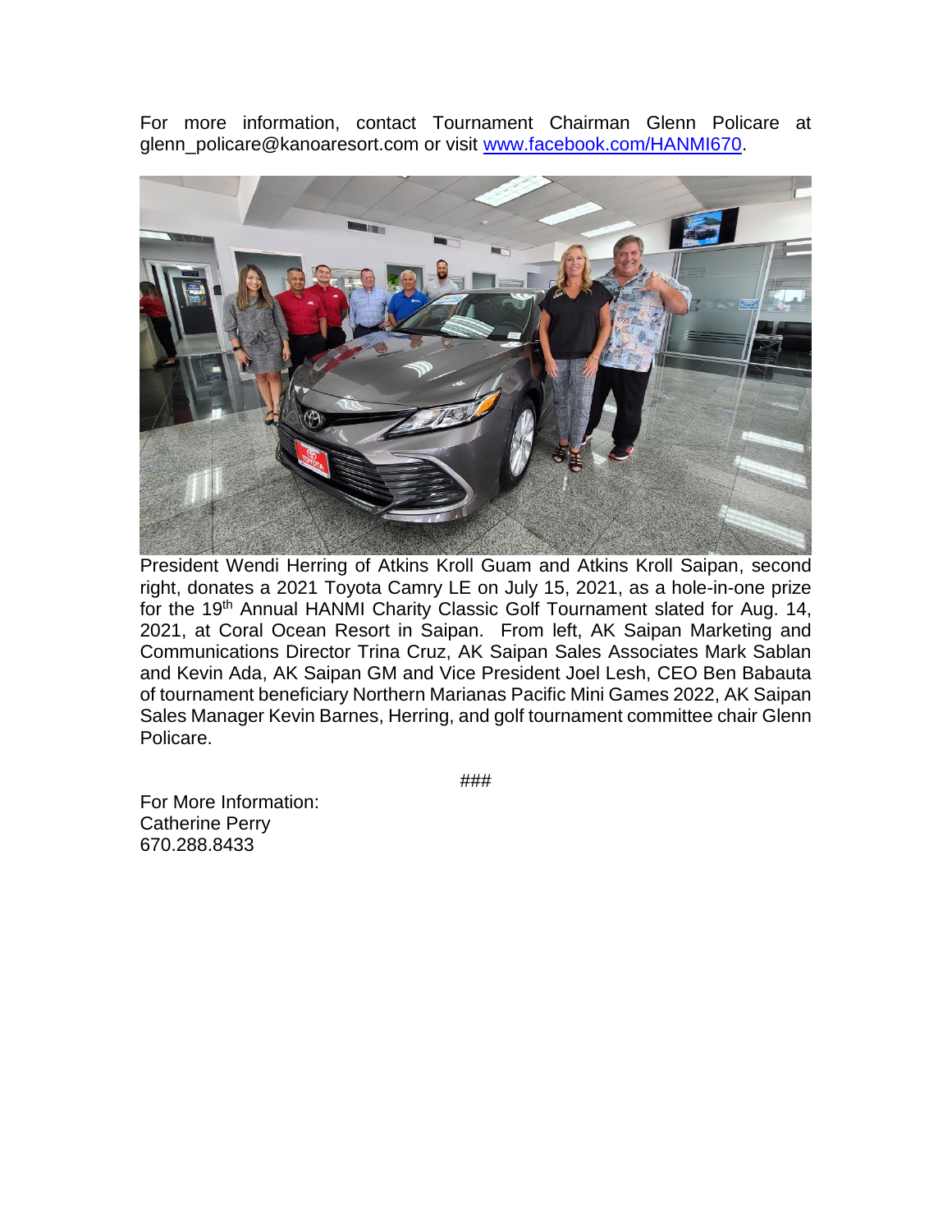For more information, contact Tournament Chairman Glenn Policare at glenn_policare@kanoaresort.com or visit [www.facebook.com/HANMI670](www.facebook.com/HANMI670).

President Wendi Herring of Atkins Kroll Guam and Atkins Kroll Saipan, second right, donates a 2021 Toyota Camry LE on July 15, 2021, as a hole-in-one prize for the 19th Annual HANMI Charity Classic Golf Tournament slated for Aug. 14, 2021, at Coral Ocean Resort in Saipan. From left, AK Saipan Marketing and Communications Director Trina Cruz, AK Saipan Sales Associates Mark Sablan and Kevin Ada, AK Saipan GM and Vice President Joel Lesh, CEO Ben Babauta of tournament beneficiary Northern Marianas Pacific Mini Games 2022, AK Saipan Sales Manager Kevin Barnes, Herring, and golf tournament committee chair Glenn Policare.

###

For More Information:
Catherine Perry
670.288.8433